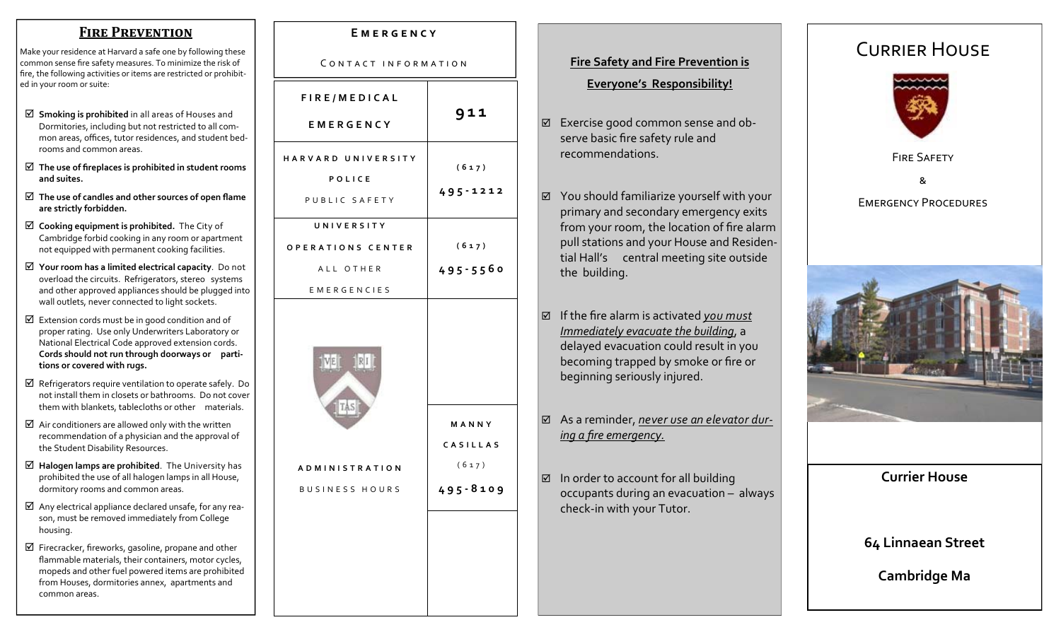## Fire Prevention

Make your residence at Harvard a safe one by following these common sense fire safety measures. To minimize the risk of fire, the following activities or items are restricted or prohibited in your room or suite:

- ☑ **Smoking is prohibited** in all areas of Houses and Dormitories, including but not restricted to all common areas, offices, tutor residences, and student bedrooms and common areas.
- ☑ **The use of fireplaces is prohibited in student rooms and suites.**
- ☑ **The use of candles and other sources of open flame are strictly forbidden.**
- ☑ **Cooking equipment is prohibited.** The City of Cambridge forbid cooking in any room or apartment not equipped with permanent cooking facilities.
- ☑ **Your room has a limited electrical capacity**. Do not overload the circuits. Refrigerators, stereo systems and other approved appliances should be plugged into wall outlets, never connected to light sockets.
- ☑ Extension cords must be in good condition and of proper rating. Use only Underwriters Laboratory or National Electrical Code approved extension cords. **Cords should not run through doorways or partitions or covered with rugs.**
- ☑ Refrigerators require ventilation to operate safely. Do not install them in closets or bathrooms. Do not cover them with blankets, tablecloths or other materials.
- ☑ Air conditioners are allowed only with the written recommendation of a physician and the approval of the Student Disability Resources.
- ☑ **Halogen lamps are prohibited**. The University has prohibited the use of all halogen lamps in all House, dormitory rooms and common areas.
- ☑ Any electrical appliance declared unsafe, for any reason, must be removed immediately from College housing.
- ☑ Firecracker, fireworks, gasoline, propane and other flammable materials, their containers, motor cycles, mopeds and other fuel powered items are prohibited from Houses, dormitories annex, apartments and common areas.

## Emergency

Contact Information

| | |
|---|---|
| FIRE/MEDICAL EMERGENCY | 911 |
| HARVARD UNIVERSITY POLICE PUBLIC SAFETY | (617) 495-1212 |
| UNIVERSITY OPERATIONS CENTER ALL OTHER EMERGENCIES | (617) 495-5560 |
| ADMINISTRATION BUSINESS HOURS | MANNY CASILLAS (617) 495-8109 |

**Fire Safety and Fire Prevention is Everyone's Responsibility!**

- ☑ Exercise good common sense and observe basic fire safety rule and recommendations.
- ☑ You should familiarize yourself with your primary and secondary emergency exits from your room, the location of fire alarm pull stations and your House and Residential Hall's central meeting site outside the building.
- ☑ If the fire alarm is activated *you must Immediately evacuate the building*, a delayed evacuation could result in you becoming trapped by smoke or fire or beginning seriously injured.
- ☑ As a reminder, *never use an elevator during a fire emergency*.
- ☑ In order to account for all building occupants during an evacuation – always check-in with your Tutor.

# Currier House

Fire Safety

&

Emergency Procedures

**Currier House**

**64 Linnaean Street**

**Cambridge Ma**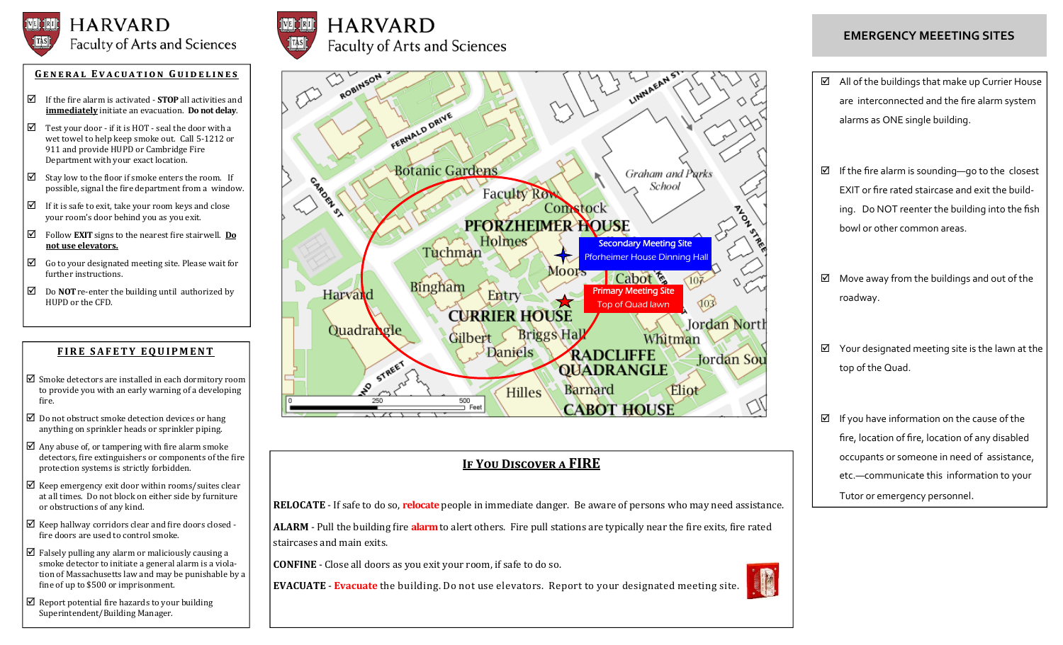HARVARD
Faculty of Arts and Sciences

## GENERAL EVACUATION GUIDELINES

- ☑ If the fire alarm is activated - **STOP** all activities and **immediately** initiate an evacuation. **Do not delay.**
- ☑ Test your door - if it is HOT - seal the door with a wet towel to help keep smoke out. Call 5-1212 or 911 and provide HUPD or Cambridge Fire Department with your exact location.
- ☑ Stay low to the floor if smoke enters the room. If possible, signal the fire department from a window.
- ☑ If it is safe to exit, take your room keys and close your room's door behind you as you exit.
- ☑ Follow **EXIT** signs to the nearest fire stairwell. **Do not use elevators.**
- ☑ Go to your designated meeting site. Please wait for further instructions.
- ☑ Do **NOT** re-enter the building until authorized by HUPD or the CFD.

## FIRE SAFETY EQUIPMENT

- ☑ Smoke detectors are installed in each dormitory room to provide you with an early warning of a developing fire.
- ☑ Do not obstruct smoke detection devices or hang anything on sprinkler heads or sprinkler piping.
- ☑ Any abuse of, or tampering with fire alarm smoke detectors, fire extinguishers or components of the fire protection systems is strictly forbidden.
- ☑ Keep emergency exit door within rooms/suites clear at all times. Do not block on either side by furniture or obstructions of any kind.
- ☑ Keep hallway corridors clear and fire doors closed - fire doors are used to control smoke.
- ☑ Falsely pulling any alarm or maliciously causing a smoke detector to initiate a general alarm is a violation of Massachusetts law and may be punishable by a fine of up to $500 or imprisonment.
- ☑ Report potential fire hazards to your building Superintendent/Building Manager.

HARVARD
Faculty of Arts and Sciences

ROBINSON
FERNALD DRIVE
LINNAEAN ST
GARDEN ST
AVON STREET
Botanic Gardens
Faculty Row
Comstock
Graham and Parks School
PFORZHEIMER HOUSE
Holmes
Tuchman
Moors
Secondary Meeting Site
Pforheimer House Dinning Hall
Cabot
107
103
Primary Meeting Site
Top of Quad lawn
Harvard Quadrangle
Bingham
Entry
CURRIER HOUSE
Gilbert
Briggs Hall
Daniels
RADCLIFFE QUADRANGLE
Whitman
Jordan North
Jordan Sou
STREET
Hilles
Barnard
Eliot
CABOT HOUSE
0 250 500 Feet

## IF YOU DISCOVER A FIRE

**RELOCATE** - If safe to do so, **relocate** people in immediate danger. Be aware of persons who may need assistance.

**ALARM** - Pull the building fire **alarm** to alert others. Fire pull stations are typically near the fire exits, fire rated staircases and main exits.

**CONFINE** - Close all doors as you exit your room, if safe to do so.

**EVACUATE** - **Evacuate** the building. Do not use elevators. Report to your designated meeting site.

## EMERGENCY MEEETING SITES

- ☑ All of the buildings that make up Currier House are interconnected and the fire alarm system alarms as ONE single building.
- ☑ If the fire alarm is sounding—go to the closest EXIT or fire rated staircase and exit the building. Do NOT reenter the building into the fish bowl or other common areas.
- ☑ Move away from the buildings and out of the roadway.
- ☑ Your designated meeting site is the lawn at the top of the Quad.
- ☑ If you have information on the cause of the fire, location of fire, location of any disabled occupants or someone in need of assistance, etc.—communicate this information to your Tutor or emergency personnel.